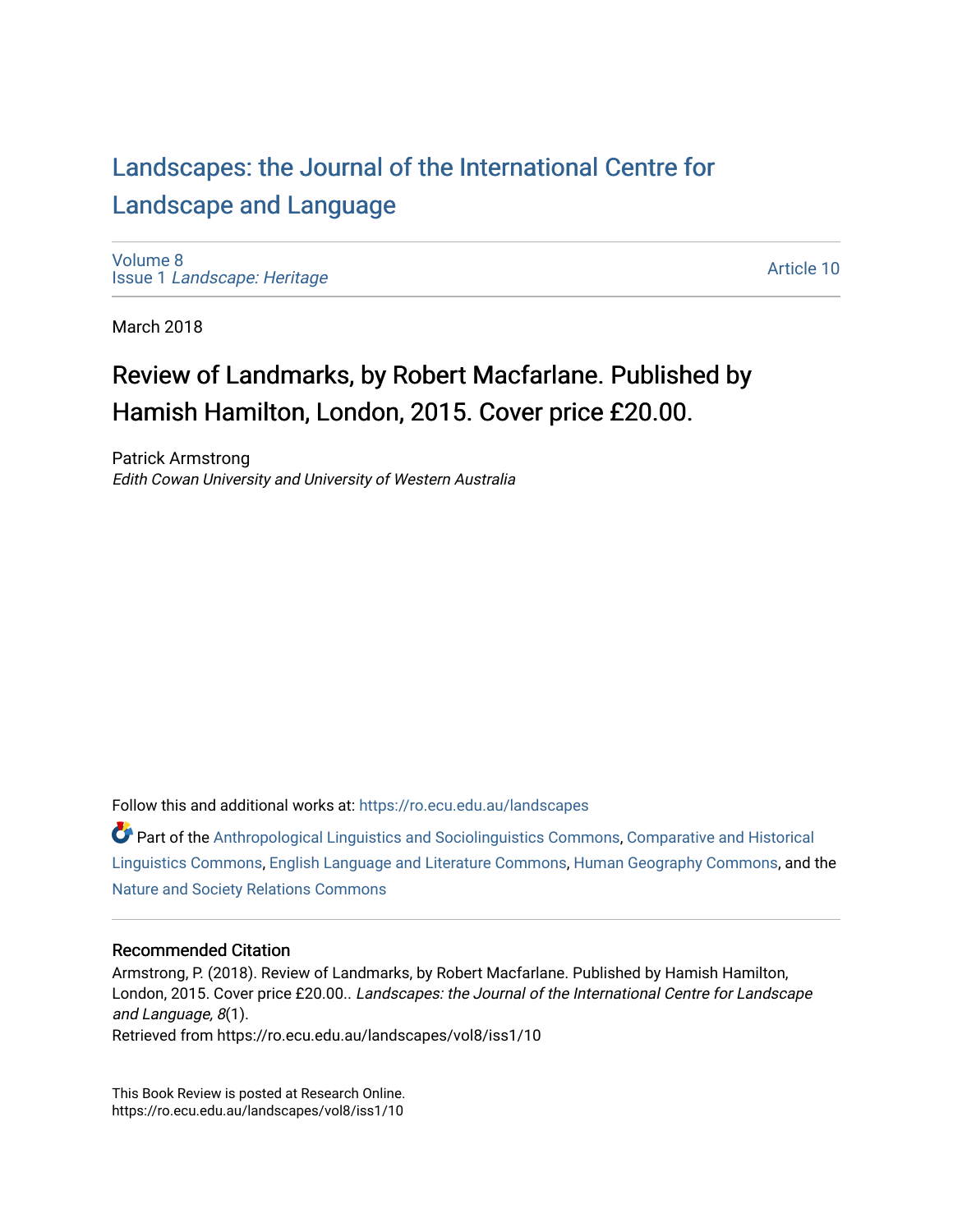# Landscapes: the Journal of the International Centre for Landscape and Language

Volume 8
Issue 1 *Landscape: Heritage*

Article 10

March 2018

## Review of Landmarks, by Robert Macfarlane. Published by Hamish Hamilton, London, 2015. Cover price £20.00.

Patrick Armstrong
*Edith Cowan University and University of Western Australia*

Follow this and additional works at: https://ro.ecu.edu.au/landscapes

Part of the Anthropological Linguistics and Sociolinguistics Commons, Comparative and Historical Linguistics Commons, English Language and Literature Commons, Human Geography Commons, and the Nature and Society Relations Commons

### Recommended Citation

Armstrong, P. (2018). Review of Landmarks, by Robert Macfarlane. Published by Hamish Hamilton, London, 2015. Cover price £20.00.. *Landscapes: the Journal of the International Centre for Landscape and Language, 8*(1).
Retrieved from https://ro.ecu.edu.au/landscapes/vol8/iss1/10

This Book Review is posted at Research Online.
https://ro.ecu.edu.au/landscapes/vol8/iss1/10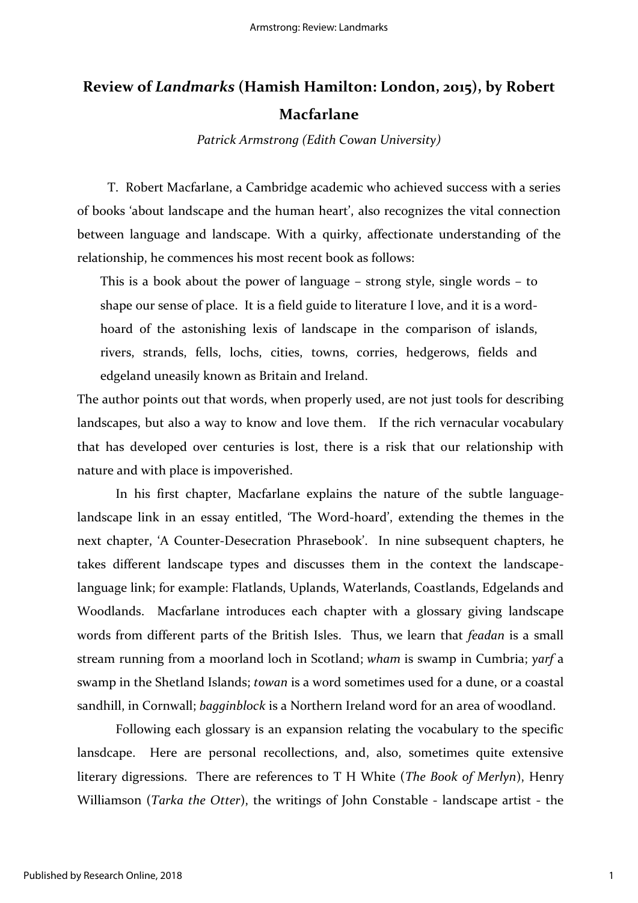# Review of *Landmarks* (Hamish Hamilton: London, 2015), by Robert Macfarlane

*Patrick Armstrong (Edith Cowan University)*

T. Robert Macfarlane, a Cambridge academic who achieved success with a series of books 'about landscape and the human heart', also recognizes the vital connection between language and landscape. With a quirky, affectionate understanding of the relationship, he commences his most recent book as follows:

> This is a book about the power of language – strong style, single words – to shape our sense of place. It is a field guide to literature I love, and it is a word-hoard of the astonishing lexis of landscape in the comparison of islands, rivers, strands, fells, lochs, cities, towns, corries, hedgerows, fields and edgeland uneasily known as Britain and Ireland.

The author points out that words, when properly used, are not just tools for describing landscapes, but also a way to know and love them. If the rich vernacular vocabulary that has developed over centuries is lost, there is a risk that our relationship with nature and with place is impoverished.

In his first chapter, Macfarlane explains the nature of the subtle language-landscape link in an essay entitled, 'The Word-hoard', extending the themes in the next chapter, 'A Counter-Desecration Phrasebook'. In nine subsequent chapters, he takes different landscape types and discusses them in the context the landscape-language link; for example: Flatlands, Uplands, Waterlands, Coastlands, Edgelands and Woodlands. Macfarlane introduces each chapter with a glossary giving landscape words from different parts of the British Isles. Thus, we learn that *feadan* is a small stream running from a moorland loch in Scotland; *wham* is swamp in Cumbria; *yarf* a swamp in the Shetland Islands; *towan* is a word sometimes used for a dune, or a coastal sandhill, in Cornwall; *bagginblock* is a Northern Ireland word for an area of woodland.

Following each glossary is an expansion relating the vocabulary to the specific lansdcape. Here are personal recollections, and, also, sometimes quite extensive literary digressions. There are references to T H White (*The Book of Merlyn*), Henry Williamson (*Tarka the Otter*), the writings of John Constable - landscape artist - the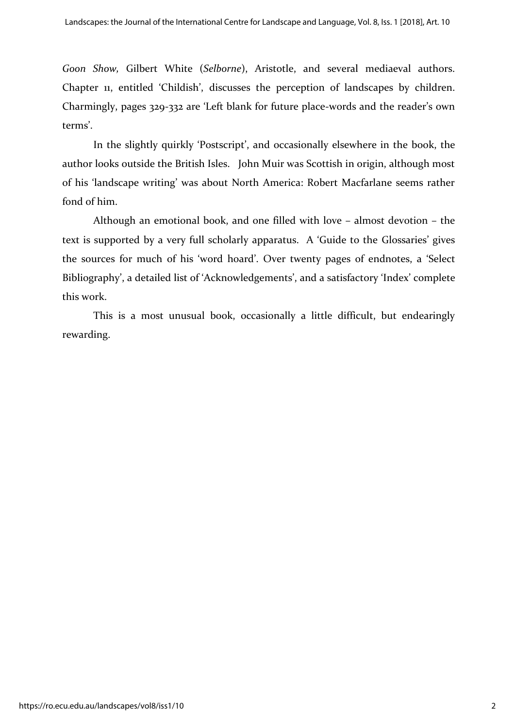*Goon Show,* Gilbert White (*Selborne*), Aristotle, and several mediaeval authors. Chapter 11, entitled 'Childish', discusses the perception of landscapes by children. Charmingly, pages 329-332 are 'Left blank for future place-words and the reader's own terms'.

In the slightly quirkly 'Postscript', and occasionally elsewhere in the book, the author looks outside the British Isles. John Muir was Scottish in origin, although most of his 'landscape writing' was about North America: Robert Macfarlane seems rather fond of him.

Although an emotional book, and one filled with love – almost devotion – the text is supported by a very full scholarly apparatus. A 'Guide to the Glossaries' gives the sources for much of his 'word hoard'. Over twenty pages of endnotes, a 'Select Bibliography', a detailed list of 'Acknowledgements', and a satisfactory 'Index' complete this work.

This is a most unusual book, occasionally a little difficult, but endearingly rewarding.